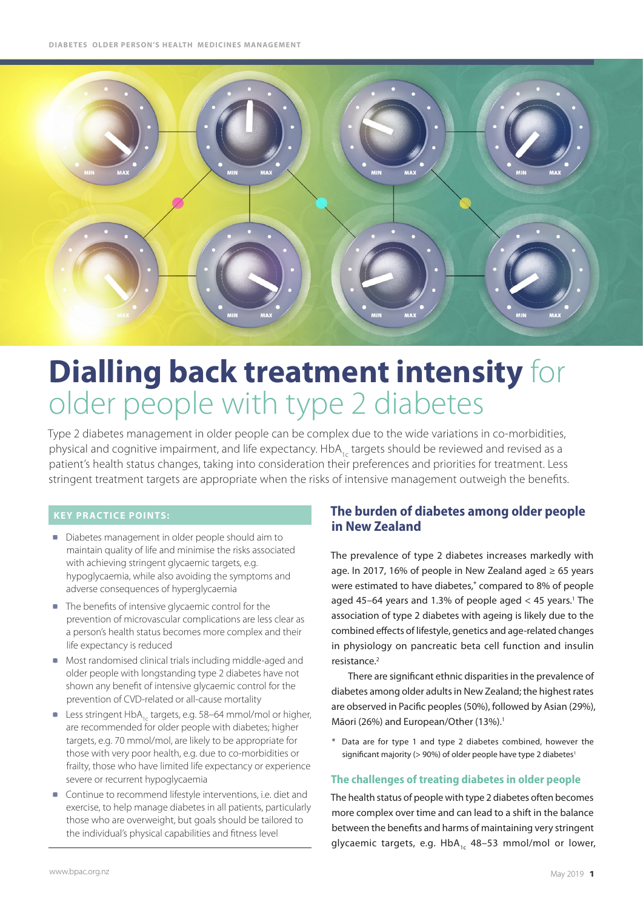DIABETES OLDER PERSON'S HEALTH MEDICINES MANAGEMENT

# **Dialling back treatment intensity** for older people with type 2 diabetes

Type 2 diabetes management in older people can be complex due to the wide variations in co-morbidities, physical and cognitive impairment, and life expectancy. $HbA_{1c}$ targets should be reviewed and revised as a patient's health status changes, taking into consideration their preferences and priorities for treatment. Less stringent treatment targets are appropriate when the risks of intensive management outweigh the benefits.

**KEY PRACTICE POINTS:**

- Diabetes management in older people should aim to maintain quality of life and minimise the risks associated with achieving stringent glycaemic targets, e.g. hypoglycaemia, while also avoiding the symptoms and adverse consequences of hyperglycaemia
- The benefits of intensive glycaemic control for the prevention of microvascular complications are less clear as a person's health status becomes more complex and their life expectancy is reduced
- Most randomised clinical trials including middle-aged and older people with longstanding type 2 diabetes have not shown any benefit of intensive glycaemic control for the prevention of CVD-related or all-cause mortality
- Less stringent $HbA_{1c}$ targets, e.g. 58–64 mmol/mol or higher, are recommended for older people with diabetes; higher targets, e.g. 70 mmol/mol, are likely to be appropriate for those with very poor health, e.g. due to co-morbidities or frailty, those who have limited life expectancy or experience severe or recurrent hypoglycaemia
- Continue to recommend lifestyle interventions, i.e. diet and exercise, to help manage diabetes in all patients, particularly those who are overweight, but goals should be tailored to the individual's physical capabilities and fitness level

## The burden of diabetes among older people in New Zealand

The prevalence of type 2 diabetes increases markedly with age. In 2017, 16% of people in New Zealand aged ≥ 65 years were estimated to have diabetes,* compared to 8% of people aged 45–64 years and 1.3% of people aged < 45 years.[1] The association of type 2 diabetes with ageing is likely due to the combined effects of lifestyle, genetics and age-related changes in physiology on pancreatic beta cell function and insulin resistance.[2]

There are significant ethnic disparities in the prevalence of diabetes among older adults in New Zealand; the highest rates are observed in Pacific peoples (50%), followed by Asian (29%), Māori (26%) and European/Other (13%).[1]

\* Data are for type 1 and type 2 diabetes combined, however the significant majority (> 90%) of older people have type 2 diabetes[1]

### The challenges of treating diabetes in older people

The health status of people with type 2 diabetes often becomes more complex over time and can lead to a shift in the balance between the benefits and harms of maintaining very stringent glycaemic targets, e.g. $HbA_{1c}$ 48–53 mmol/mol or lower,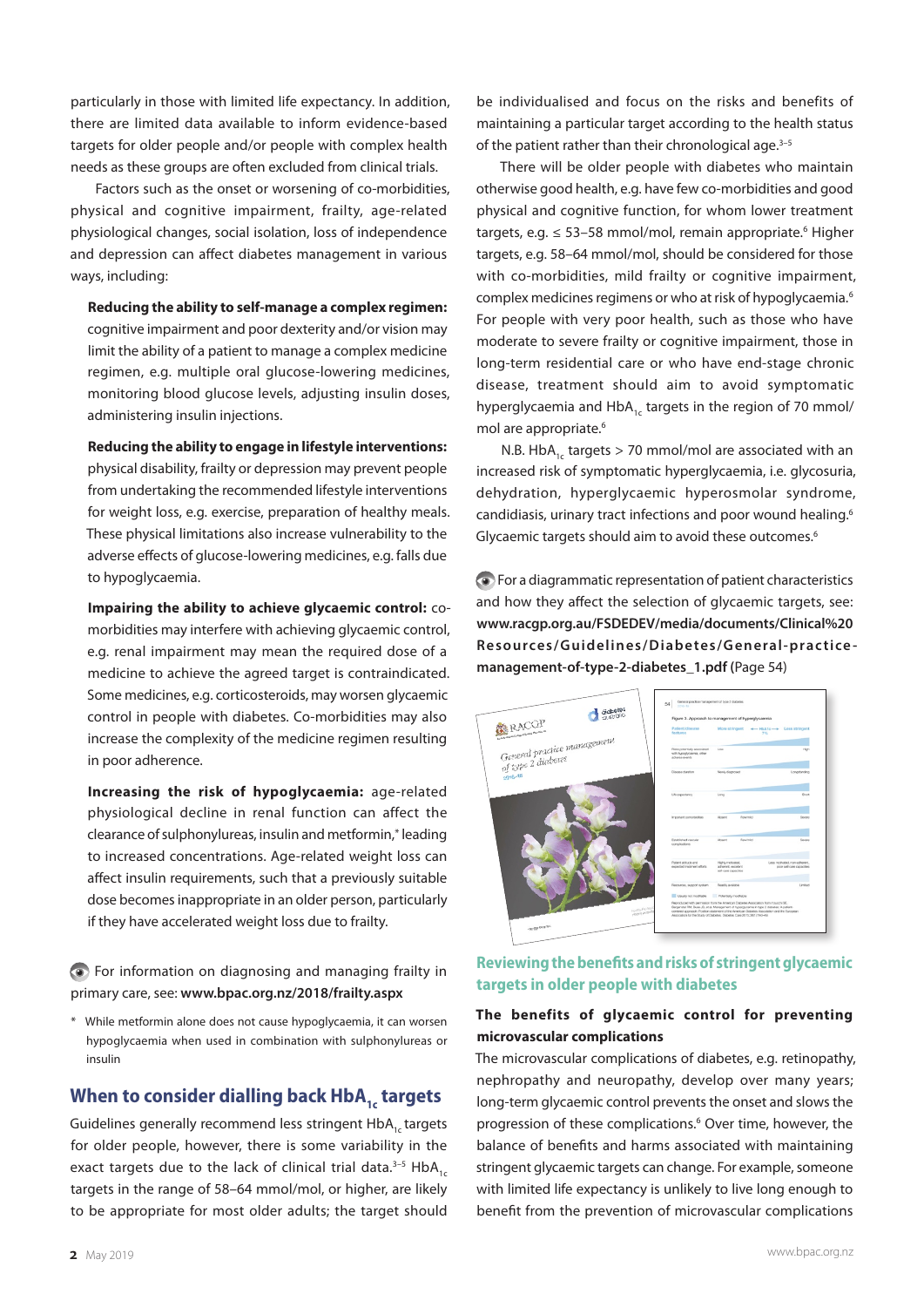particularly in those with limited life expectancy. In addition, there are limited data available to inform evidence-based targets for older people and/or people with complex health needs as these groups are often excluded from clinical trials.

Factors such as the onset or worsening of co-morbidities, physical and cognitive impairment, frailty, age-related physiological changes, social isolation, loss of independence and depression can affect diabetes management in various ways, including:

**Reducing the ability to self-manage a complex regimen:** cognitive impairment and poor dexterity and/or vision may limit the ability of a patient to manage a complex medicine regimen, e.g. multiple oral glucose-lowering medicines, monitoring blood glucose levels, adjusting insulin doses, administering insulin injections.

**Reducing the ability to engage in lifestyle interventions:** physical disability, frailty or depression may prevent people from undertaking the recommended lifestyle interventions for weight loss, e.g. exercise, preparation of healthy meals. These physical limitations also increase vulnerability to the adverse effects of glucose-lowering medicines, e.g. falls due to hypoglycaemia.

**Impairing the ability to achieve glycaemic control:** co-morbidities may interfere with achieving glycaemic control, e.g. renal impairment may mean the required dose of a medicine to achieve the agreed target is contraindicated. Some medicines, e.g. corticosteroids, may worsen glycaemic control in people with diabetes. Co-morbidities may also increase the complexity of the medicine regimen resulting in poor adherence.

**Increasing the risk of hypoglycaemia:** age-related physiological decline in renal function can affect the clearance of sulphonylureas, insulin and metformin,* leading to increased concentrations. Age-related weight loss can affect insulin requirements, such that a previously suitable dose becomes inappropriate in an older person, particularly if they have accelerated weight loss due to frailty.

For information on diagnosing and managing frailty in primary care, see: **www.bpac.org.nz/2018/frailty.aspx**

\* While metformin alone does not cause hypoglycaemia, it can worsen hypoglycaemia when used in combination with sulphonylureas or insulin

## When to consider dialling back $HbA_{1c}$ targets

Guidelines generally recommend less stringent $HbA_{1c}$ targets for older people, however, there is some variability in the exact targets due to the lack of clinical trial data.[3–5] $HbA_{1c}$ targets in the range of 58–64 mmol/mol, or higher, are likely to be appropriate for most older adults; the target should be individualised and focus on the risks and benefits of maintaining a particular target according to the health status of the patient rather than their chronological age.[3–5]

There will be older people with diabetes who maintain otherwise good health, e.g. have few co-morbidities and good physical and cognitive function, for whom lower treatment targets, e.g. ≤ 53–58 mmol/mol, remain appropriate.[6] Higher targets, e.g. 58–64 mmol/mol, should be considered for those with co-morbidities, mild frailty or cognitive impairment, complex medicines regimens or who at risk of hypoglycaemia.[6] For people with very poor health, such as those who have moderate to severe frailty or cognitive impairment, those in long-term residential care or who have end-stage chronic disease, treatment should aim to avoid symptomatic hyperglycaemia and $HbA_{1c}$ targets in the region of 70 mmol/mol are appropriate.[6]

N.B. $HbA_{1c}$ targets > 70 mmol/mol are associated with an increased risk of symptomatic hyperglycaemia, i.e. glycosuria, dehydration, hyperglycaemic hyperosmolar syndrome, candidiasis, urinary tract infections and poor wound healing.[6] Glycaemic targets should aim to avoid these outcomes.[6]

For a diagrammatic representation of patient characteristics and how they affect the selection of glycaemic targets, see: **www.racgp.org.au/FSDEDEV/media/documents/Clinical%20Resources/Guidelines/Diabetes/General-practice-management-of-type-2-diabetes_1.pdf** (Page 54)

## Reviewing the benefits and risks of stringent glycaemic targets in older people with diabetes

### The benefits of glycaemic control for preventing microvascular complications

The microvascular complications of diabetes, e.g. retinopathy, nephropathy and neuropathy, develop over many years; long-term glycaemic control prevents the onset and slows the progression of these complications.[6] Over time, however, the balance of benefits and harms associated with maintaining stringent glycaemic targets can change. For example, someone with limited life expectancy is unlikely to live long enough to benefit from the prevention of microvascular complications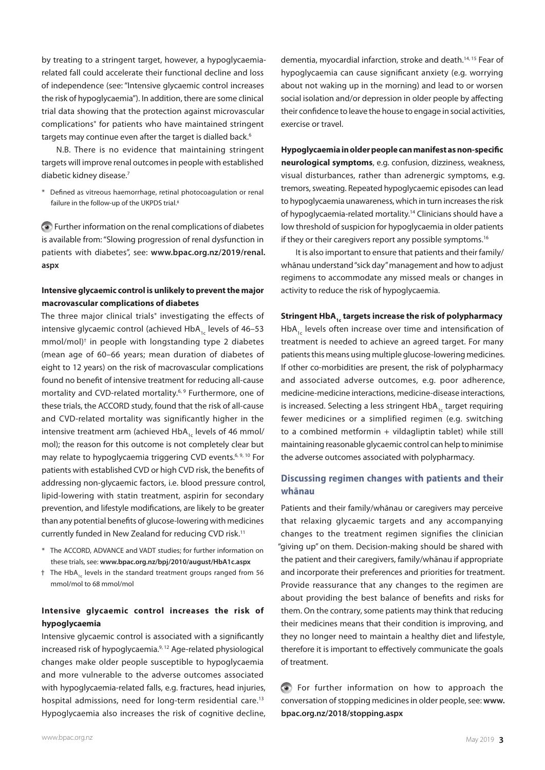by treating to a stringent target, however, a hypoglycaemia-related fall could accelerate their functional decline and loss of independence (see: "Intensive glycaemic control increases the risk of hypoglycaemia"). In addition, there are some clinical trial data showing that the protection against microvascular complications* for patients who have maintained stringent targets may continue even after the target is dialled back.[6]

N.B. There is no evidence that maintaining stringent targets will improve renal outcomes in people with established diabetic kidney disease.[7]

\* Defined as vitreous haemorrhage, retinal photocoagulation or renal failure in the follow-up of the UKPDS trial.[8]

Further information on the renal complications of diabetes is available from: "Slowing progression of renal dysfunction in patients with diabetes", see: **www.bpac.org.nz/2019/renal.aspx**

### Intensive glycaemic control is unlikely to prevent the major macrovascular complications of diabetes

The three major clinical trials* investigating the effects of intensive glycaemic control (achieved $HbA_{1c}$ levels of 46–53 mmol/mol)† in people with longstanding type 2 diabetes (mean age of 60–66 years; mean duration of diabetes of eight to 12 years) on the risk of macrovascular complications found no benefit of intensive treatment for reducing all-cause mortality and CVD-related mortality.[6, 9] Furthermore, one of these trials, the ACCORD study, found that the risk of all-cause and CVD-related mortality was significantly higher in the intensive treatment arm (achieved $HbA_{1c}$ levels of 46 mmol/mol); the reason for this outcome is not completely clear but may relate to hypoglycaemia triggering CVD events.[6, 9, 10] For patients with established CVD or high CVD risk, the benefits of addressing non-glycaemic factors, i.e. blood pressure control, lipid-lowering with statin treatment, aspirin for secondary prevention, and lifestyle modifications, are likely to be greater than any potential benefits of glucose-lowering with medicines currently funded in New Zealand for reducing CVD risk.[11]

\* The ACCORD, ADVANCE and VADT studies; for further information on these trials, see: **www.bpac.org.nz/bpj/2010/august/HbA1c.aspx**

† The $HbA_{1c}$ levels in the standard treatment groups ranged from 56 mmol/mol to 68 mmol/mol

### Intensive glycaemic control increases the risk of hypoglycaemia

Intensive glycaemic control is associated with a significantly increased risk of hypoglycaemia.[9, 12] Age-related physiological changes make older people susceptible to hypoglycaemia and more vulnerable to the adverse outcomes associated with hypoglycaemia-related falls, e.g. fractures, head injuries, hospital admissions, need for long-term residential care.[13] Hypoglycaemia also increases the risk of cognitive decline, dementia, myocardial infarction, stroke and death.[14, 15] Fear of hypoglycaemia can cause significant anxiety (e.g. worrying about not waking up in the morning) and lead to or worsen social isolation and/or depression in older people by affecting their confidence to leave the house to engage in social activities, exercise or travel.

**Hypoglycaemia in older people can manifest as non-specific neurological symptoms**, e.g. confusion, dizziness, weakness, visual disturbances, rather than adrenergic symptoms, e.g. tremors, sweating. Repeated hypoglycaemic episodes can lead to hypoglycaemia unawareness, which in turn increases the risk of hypoglycaemia-related mortality.[14] Clinicians should have a low threshold of suspicion for hypoglycaemia in older patients if they or their caregivers report any possible symptoms.[16]

It is also important to ensure that patients and their family/whānau understand "sick day" management and how to adjust regimens to accommodate any missed meals or changes in activity to reduce the risk of hypoglycaemia.

### Stringent $HbA_{1c}$ targets increase the risk of polypharmacy

$HbA_{1c}$ levels often increase over time and intensification of treatment is needed to achieve an agreed target. For many patients this means using multiple glucose-lowering medicines. If other co-morbidities are present, the risk of polypharmacy and associated adverse outcomes, e.g. poor adherence, medicine-medicine interactions, medicine-disease interactions, is increased. Selecting a less stringent $HbA_{1c}$ target requiring fewer medicines or a simplified regimen (e.g. switching to a combined metformin + vildagliptin tablet) while still maintaining reasonable glycaemic control can help to minimise the adverse outcomes associated with polypharmacy.

## Discussing regimen changes with patients and their whānau

Patients and their family/whānau or caregivers may perceive that relaxing glycaemic targets and any accompanying changes to the treatment regimen signifies the clinician "giving up" on them. Decision-making should be shared with the patient and their caregivers, family/whānau if appropriate and incorporate their preferences and priorities for treatment. Provide reassurance that any changes to the regimen are about providing the best balance of benefits and risks for them. On the contrary, some patients may think that reducing their medicines means that their condition is improving, and they no longer need to maintain a healthy diet and lifestyle, therefore it is important to effectively communicate the goals of treatment.

For further information on how to approach the conversation of stopping medicines in older people, see: **www.bpac.org.nz/2018/stopping.aspx**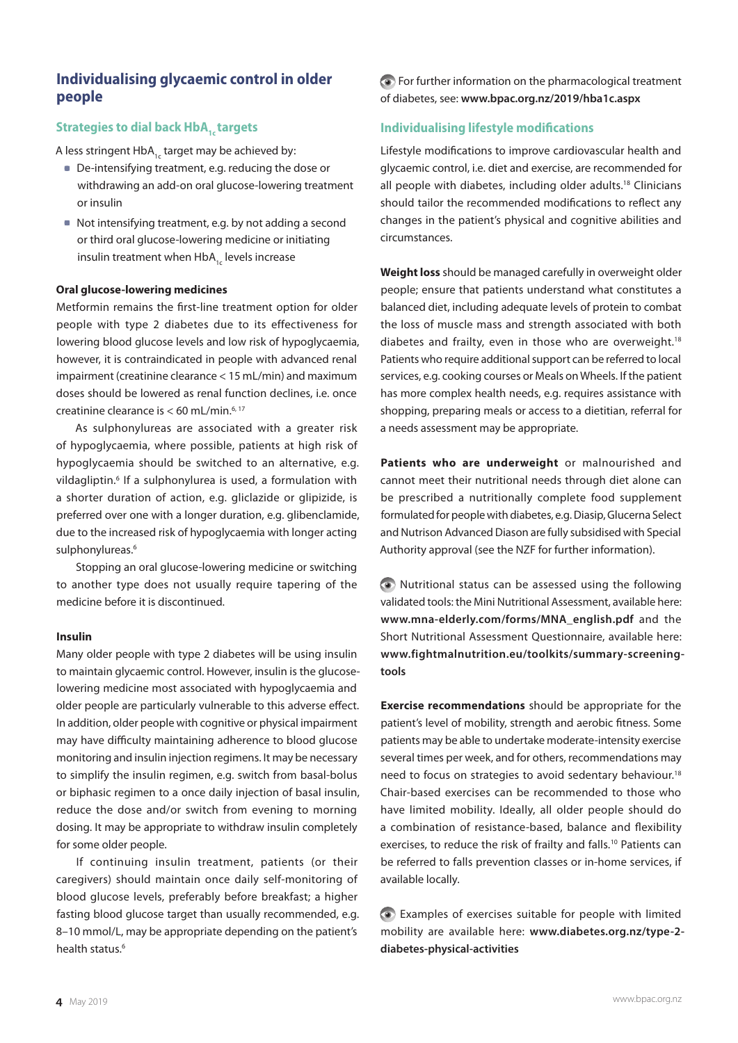## Individualising glycaemic control in older people

### Strategies to dial back $HbA_{1c}$ targets

A less stringent $HbA_{1c}$ target may be achieved by:

- De-intensifying treatment, e.g. reducing the dose or withdrawing an add-on oral glucose-lowering treatment or insulin
- Not intensifying treatment, e.g. by not adding a second or third oral glucose-lowering medicine or initiating insulin treatment when $HbA_{1c}$ levels increase

**Oral glucose-lowering medicines**

Metformin remains the first-line treatment option for older people with type 2 diabetes due to its effectiveness for lowering blood glucose levels and low risk of hypoglycaemia, however, it is contraindicated in people with advanced renal impairment (creatinine clearance < 15 mL/min) and maximum doses should be lowered as renal function declines, i.e. once creatinine clearance is < 60 mL/min.[6, 17]

As sulphonylureas are associated with a greater risk of hypoglycaemia, where possible, patients at high risk of hypoglycaemia should be switched to an alternative, e.g. vildagliptin.[6] If a sulphonylurea is used, a formulation with a shorter duration of action, e.g. gliclazide or glipizide, is preferred over one with a longer duration, e.g. glibenclamide, due to the increased risk of hypoglycaemia with longer acting sulphonylureas.[6]

Stopping an oral glucose-lowering medicine or switching to another type does not usually require tapering of the medicine before it is discontinued.

**Insulin**

Many older people with type 2 diabetes will be using insulin to maintain glycaemic control. However, insulin is the glucose-lowering medicine most associated with hypoglycaemia and older people are particularly vulnerable to this adverse effect. In addition, older people with cognitive or physical impairment may have difficulty maintaining adherence to blood glucose monitoring and insulin injection regimens. It may be necessary to simplify the insulin regimen, e.g. switch from basal-bolus or biphasic regimen to a once daily injection of basal insulin, reduce the dose and/or switch from evening to morning dosing. It may be appropriate to withdraw insulin completely for some older people.

If continuing insulin treatment, patients (or their caregivers) should maintain once daily self-monitoring of blood glucose levels, preferably before breakfast; a higher fasting blood glucose target than usually recommended, e.g. 8–10 mmol/L, may be appropriate depending on the patient's health status.[6]

For further information on the pharmacological treatment of diabetes, see: **www.bpac.org.nz/2019/hba1c.aspx**

### Individualising lifestyle modifications

Lifestyle modifications to improve cardiovascular health and glycaemic control, i.e. diet and exercise, are recommended for all people with diabetes, including older adults.[18] Clinicians should tailor the recommended modifications to reflect any changes in the patient's physical and cognitive abilities and circumstances.

**Weight loss** should be managed carefully in overweight older people; ensure that patients understand what constitutes a balanced diet, including adequate levels of protein to combat the loss of muscle mass and strength associated with both diabetes and frailty, even in those who are overweight.[18] Patients who require additional support can be referred to local services, e.g. cooking courses or Meals on Wheels. If the patient has more complex health needs, e.g. requires assistance with shopping, preparing meals or access to a dietitian, referral for a needs assessment may be appropriate.

**Patients who are underweight** or malnourished and cannot meet their nutritional needs through diet alone can be prescribed a nutritionally complete food supplement formulated for people with diabetes, e.g. Diasip, Glucerna Select and Nutrison Advanced Diason are fully subsidised with Special Authority approval (see the NZF for further information).

Nutritional status can be assessed using the following validated tools: the Mini Nutritional Assessment, available here: **www.mna-elderly.com/forms/MNA_english.pdf** and the Short Nutritional Assessment Questionnaire, available here: **www.fightmalnutrition.eu/toolkits/summary-screening-tools**

**Exercise recommendations** should be appropriate for the patient's level of mobility, strength and aerobic fitness. Some patients may be able to undertake moderate-intensity exercise several times per week, and for others, recommendations may need to focus on strategies to avoid sedentary behaviour.[18] Chair-based exercises can be recommended to those who have limited mobility. Ideally, all older people should do a combination of resistance-based, balance and flexibility exercises, to reduce the risk of frailty and falls.[10] Patients can be referred to falls prevention classes or in-home services, if available locally.

Examples of exercises suitable for people with limited mobility are available here: **www.diabetes.org.nz/type-2-diabetes-physical-activities**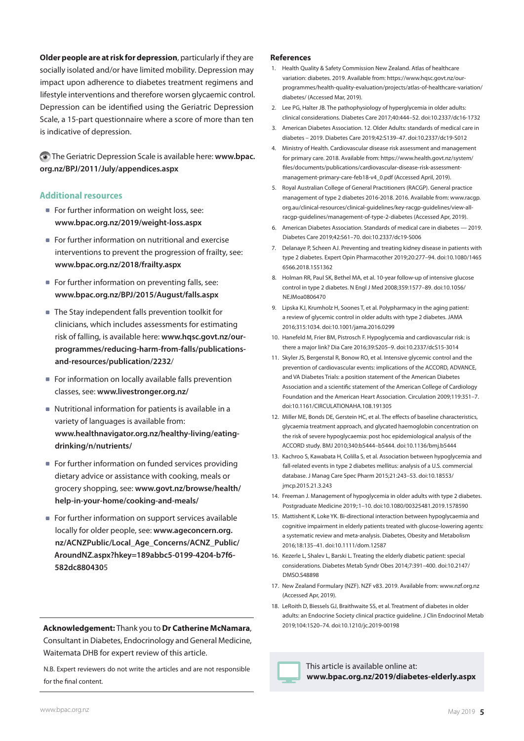**Older people are at risk for depression**, particularly if they are socially isolated and/or have limited mobility. Depression may impact upon adherence to diabetes treatment regimens and lifestyle interventions and therefore worsen glycaemic control. Depression can be identified using the Geriatric Depression Scale, a 15-part questionnaire where a score of more than ten is indicative of depression.

The Geriatric Depression Scale is available here: **www.bpac.org.nz/BPJ/2011/July/appendices.aspx**

## Additional resources

- For further information on weight loss, see: **www.bpac.org.nz/2019/weight-loss.aspx**
- For further information on nutritional and exercise interventions to prevent the progression of frailty, see: **www.bpac.org.nz/2018/frailty.aspx**
- For further information on preventing falls, see: **www.bpac.org.nz/BPJ/2015/August/falls.aspx**
- The Stay independent falls prevention toolkit for clinicians, which includes assessments for estimating risk of falling, is available here: **www.hqsc.govt.nz/our-programmes/reducing-harm-from-falls/publications-and-resources/publication/2232**/
- For information on locally available falls prevention classes, see: **www.livestronger.org.nz/**
- Nutritional information for patients is available in a variety of languages is available from: **www.healthnavigator.org.nz/healthy-living/eating-drinking/n/nutrients/**
- For further information on funded services providing dietary advice or assistance with cooking, meals or grocery shopping, see: **www.govt.nz/browse/health/help-in-your-home/cooking-and-meals/**
- For further information on support services available locally for older people, see: **www.ageconcern.org.nz/ACNZPublic/Local_Age_Concerns/ACNZ_Public/AroundNZ.aspx?hkey=189abbc5-0199-4204-b7f6-582dc880430**5

**Acknowledgement:** Thank you to **Dr Catherine McNamara**, Consultant in Diabetes, Endocrinology and General Medicine, Waitemata DHB for expert review of this article.

N.B. Expert reviewers do not write the articles and are not responsible for the final content.

## References

1. Health Quality & Safety Commission New Zealand. Atlas of healthcare variation: diabetes. 2019. Available from: https://www.hqsc.govt.nz/our-programmes/health-quality-evaluation/projects/atlas-of-healthcare-variation/diabetes/ (Accessed Mar, 2019).
2. Lee PG, Halter JB. The pathophysiology of hyperglycemia in older adults: clinical considerations. Diabetes Care 2017;40:444–52. doi:10.2337/dc16-1732
3. American Diabetes Association. 12. Older Adults: standards of medical care in diabetes – 2019. Diabetes Care 2019;42:S139–47. doi:10.2337/dc19-S012
4. Ministry of Health. Cardiovascular disease risk assessment and management for primary care. 2018. Available from: https://www.health.govt.nz/system/files/documents/publications/cardiovascular-disease-risk-assessment-management-primary-care-feb18-v4_0.pdf (Accessed April, 2019).
5. Royal Australian College of General Practitioners (RACGP). General practice management of type 2 diabetes 2016-2018. 2016. Available from: www.racgp.org.au/clinical-resources/clinical-guidelines/key-racgp-guidelines/view-all-racgp-guidelines/management-of-type-2-diabetes (Accessed Apr, 2019).
6. American Diabetes Association. Standards of medical care in diabetes — 2019. Diabetes Care 2019;42:S61–70. doi:10.2337/dc19-S006
7. Delanaye P, Scheen AJ. Preventing and treating kidney disease in patients with type 2 diabetes. Expert Opin Pharmacother 2019;20:277–94. doi:10.1080/14656566.2018.1551362
8. Holman RR, Paul SK, Bethel MA, et al. 10-year follow-up of intensive glucose control in type 2 diabetes. N Engl J Med 2008;359:1577–89. doi:10.1056/NEJMoa0806470
9. Lipska KJ, Krumholz H, Soones T, et al. Polypharmacy in the aging patient: a review of glycemic control in older adults with type 2 diabetes. JAMA 2016;315:1034. doi:10.1001/jama.2016.0299
10. Hanefeld M, Frier BM, Pistrosch F. Hypoglycemia and cardiovascular risk: is there a major link? Dia Care 2016;39:S205–9. doi:10.2337/dcS15-3014
11. Skyler JS, Bergenstal R, Bonow RO, et al. Intensive glycemic control and the prevention of cardiovascular events: implications of the ACCORD, ADVANCE, and VA Diabetes Trials: a position statement of the American Diabetes Association and a scientific statement of the American College of Cardiology Foundation and the American Heart Association. Circulation 2009;119:351–7. doi:10.1161/CIRCULATIONAHA.108.191305
12. Miller ME, Bonds DE, Gerstein HC, et al. The effects of baseline characteristics, glycaemia treatment approach, and glycated haemoglobin concentration on the risk of severe hypoglycaemia: post hoc epidemiological analysis of the ACCORD study. BMJ 2010;340:b5444–b5444. doi:10.1136/bmj.b5444
13. Kachroo S, Kawabata H, Colilla S, et al. Association between hypoglycemia and fall-related events in type 2 diabetes mellitus: analysis of a U.S. commercial database. J Manag Care Spec Pharm 2015;21:243–53. doi:10.18553/jmcp.2015.21.3.243
14. Freeman J. Management of hypoglycemia in older adults with type 2 diabetes. Postgraduate Medicine 2019;:1–10. doi:10.1080/00325481.2019.1578590
15. Mattishent K, Loke YK. Bi-directional interaction between hypoglycaemia and cognitive impairment in elderly patients treated with glucose-lowering agents: a systematic review and meta-analysis. Diabetes, Obesity and Metabolism 2016;18:135–41. doi:10.1111/dom.12587
16. Kezerle L, Shalev L, Barski L. Treating the elderly diabetic patient: special considerations. Diabetes Metab Syndr Obes 2014;7:391–400. doi:10.2147/DMSO.S48898
17. New Zealand Formulary (NZF). NZF v83. 2019. Available from: www.nzf.org.nz (Accessed Apr, 2019).
18. LeRoith D, Biessels GJ, Braithwaite SS, et al. Treatment of diabetes in older adults: an Endocrine Society clinical practice guideline. J Clin Endocrinol Metab 2019;104:1520–74. doi:10.1210/jc.2019-00198

This article is available online at: **www.bpac.org.nz/2019/diabetes-elderly.aspx**